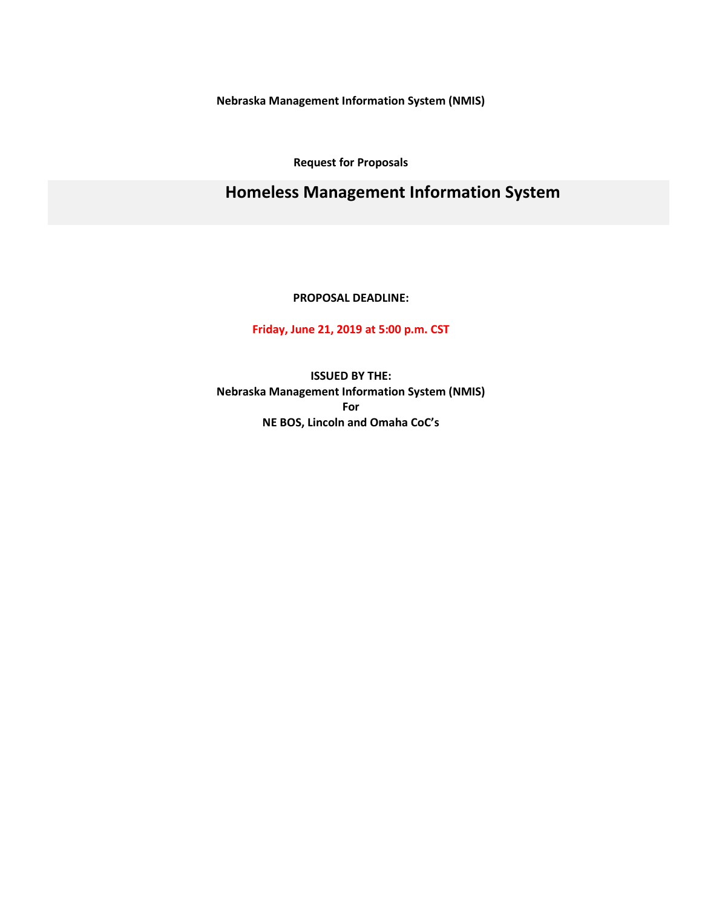**Nebraska Management Information System (NMIS)**

**Request for Proposals**

# Homeless Management Information System

**PROPOSAL DEADLINE:**

**Friday, June 21, 2019 at 5:00 p.m. CST**

**ISSUED BY THE:**
**Nebraska Management Information System (NMIS)**
**For**
**NE BOS, Lincoln and Omaha CoC's**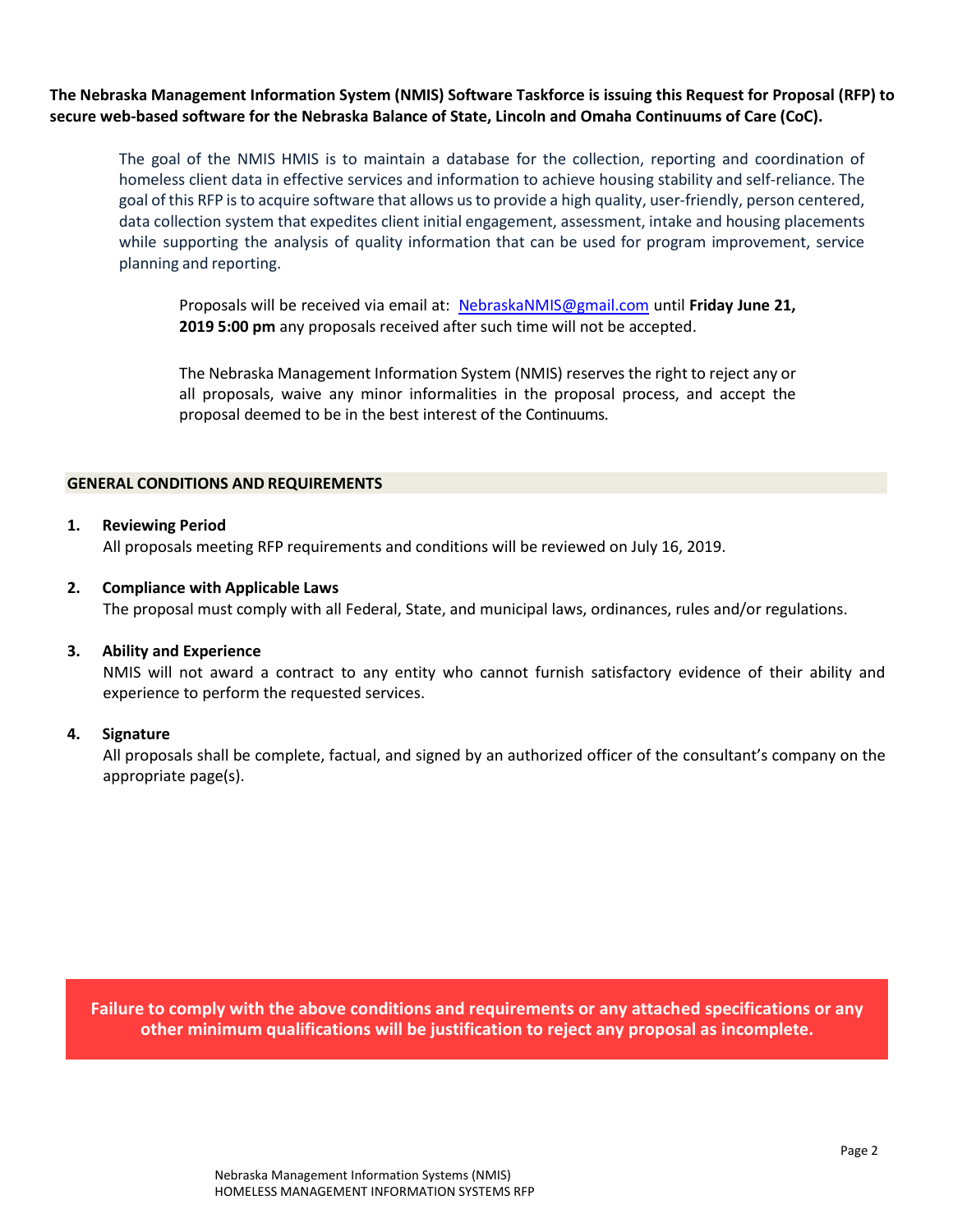**The Nebraska Management Information System (NMIS) Software Taskforce is issuing this Request for Proposal (RFP) to secure web-based software for the Nebraska Balance of State, Lincoln and Omaha Continuums of Care (CoC).**

The goal of the NMIS HMIS is to maintain a database for the collection, reporting and coordination of homeless client data in effective services and information to achieve housing stability and self-reliance. The goal of this RFP is to acquire software that allows us to provide a high quality, user-friendly, person centered, data collection system that expedites client initial engagement, assessment, intake and housing placements while supporting the analysis of quality information that can be used for program improvement, service planning and reporting.

Proposals will be received via email at: [NebraskaNMIS@gmail.com](mailto:NebraskaNMIS@gmail.com) until **Friday June 21, 2019 5:00 pm** any proposals received after such time will not be accepted.

The Nebraska Management Information System (NMIS) reserves the right to reject any or all proposals, waive any minor informalities in the proposal process, and accept the proposal deemed to be in the best interest of the Continuums.

## GENERAL CONDITIONS AND REQUIREMENTS

1. **Reviewing Period**
   All proposals meeting RFP requirements and conditions will be reviewed on July 16, 2019.

2. **Compliance with Applicable Laws**
   The proposal must comply with all Federal, State, and municipal laws, ordinances, rules and/or regulations.

3. **Ability and Experience**
   NMIS will not award a contract to any entity who cannot furnish satisfactory evidence of their ability and experience to perform the requested services.

4. **Signature**
   All proposals shall be complete, factual, and signed by an authorized officer of the consultant's company on the appropriate page(s).

**Failure to comply with the above conditions and requirements or any attached specifications or any other minimum qualifications will be justification to reject any proposal as incomplete.**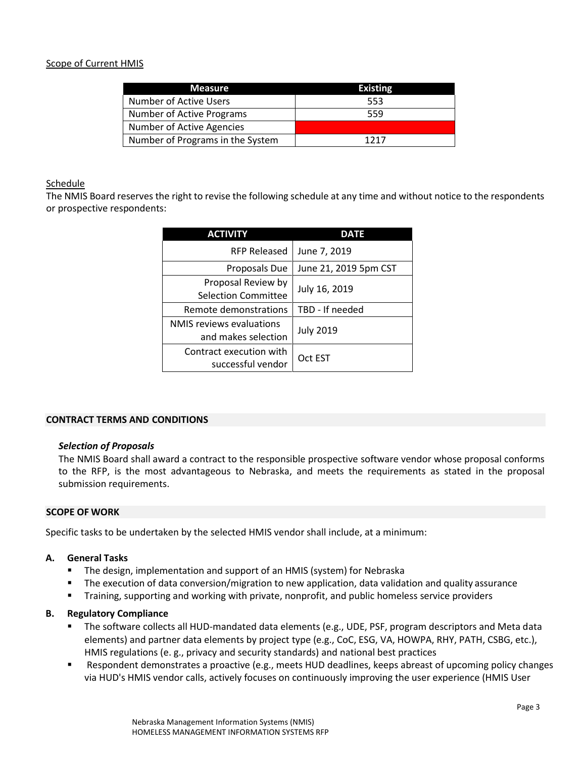Scope of Current HMIS

| Measure | Existing |
|---|---|
| Number of Active Users | 553 |
| Number of Active Programs | 559 |
| Number of Active Agencies | |
| Number of Programs in the System | 1217 |

Schedule

The NMIS Board reserves the right to revise the following schedule at any time and without notice to the respondents or prospective respondents:

| ACTIVITY | DATE |
|---|---|
| RFP Released | June 7, 2019 |
| Proposals Due | June 21, 2019 5pm CST |
| Proposal Review by Selection Committee | July 16, 2019 |
| Remote demonstrations | TBD - If needed |
| NMIS reviews evaluations and makes selection | July 2019 |
| Contract execution with successful vendor | Oct EST |

## CONTRACT TERMS AND CONDITIONS

***Selection of Proposals***

The NMIS Board shall award a contract to the responsible prospective software vendor whose proposal conforms to the RFP, is the most advantageous to Nebraska, and meets the requirements as stated in the proposal submission requirements.

## SCOPE OF WORK

Specific tasks to be undertaken by the selected HMIS vendor shall include, at a minimum:

**A. General Tasks**

- The design, implementation and support of an HMIS (system) for Nebraska
- The execution of data conversion/migration to new application, data validation and quality assurance
- Training, supporting and working with private, nonprofit, and public homeless service providers

**B. Regulatory Compliance**

- The software collects all HUD-mandated data elements (e.g., UDE, PSF, program descriptors and Meta data elements) and partner data elements by project type (e.g., CoC, ESG, VA, HOWPA, RHY, PATH, CSBG, etc.), HMIS regulations (e. g., privacy and security standards) and national best practices
- Respondent demonstrates a proactive (e.g., meets HUD deadlines, keeps abreast of upcoming policy changes via HUD's HMIS vendor calls, actively focuses on continuously improving the user experience (HMIS User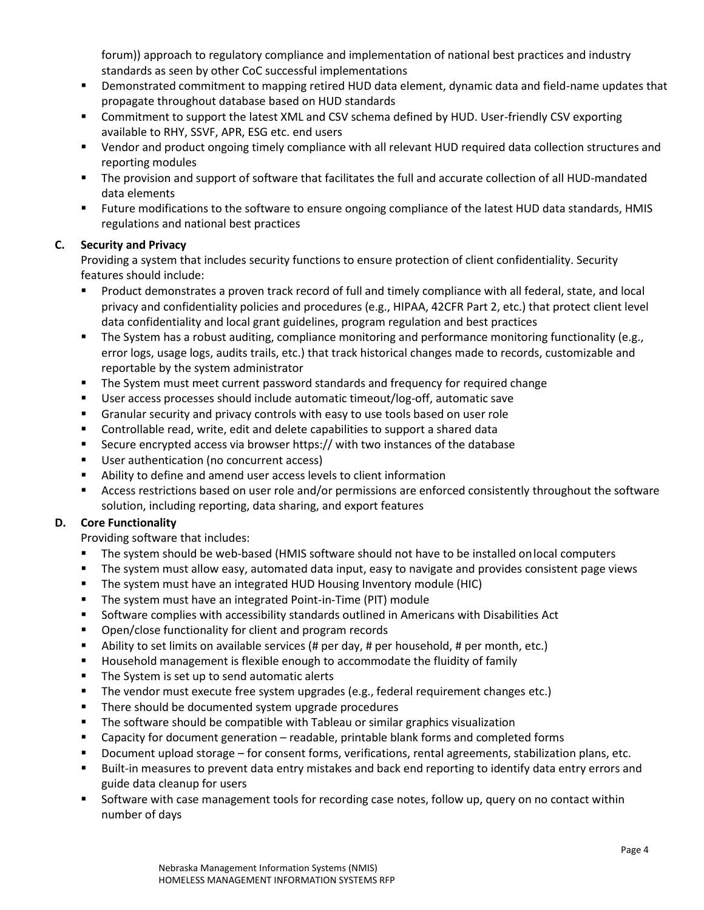forum)) approach to regulatory compliance and implementation of national best practices and industry standards as seen by other CoC successful implementations

- Demonstrated commitment to mapping retired HUD data element, dynamic data and field-name updates that propagate throughout database based on HUD standards
- Commitment to support the latest XML and CSV schema defined by HUD. User-friendly CSV exporting available to RHY, SSVF, APR, ESG etc. end users
- Vendor and product ongoing timely compliance with all relevant HUD required data collection structures and reporting modules
- The provision and support of software that facilitates the full and accurate collection of all HUD-mandated data elements
- Future modifications to the software to ensure ongoing compliance of the latest HUD data standards, HMIS regulations and national best practices

### C. Security and Privacy

Providing a system that includes security functions to ensure protection of client confidentiality. Security features should include:

- Product demonstrates a proven track record of full and timely compliance with all federal, state, and local privacy and confidentiality policies and procedures (e.g., HIPAA, 42CFR Part 2, etc.) that protect client level data confidentiality and local grant guidelines, program regulation and best practices
- The System has a robust auditing, compliance monitoring and performance monitoring functionality (e.g., error logs, usage logs, audits trails, etc.) that track historical changes made to records, customizable and reportable by the system administrator
- The System must meet current password standards and frequency for required change
- User access processes should include automatic timeout/log-off, automatic save
- Granular security and privacy controls with easy to use tools based on user role
- Controllable read, write, edit and delete capabilities to support a shared data
- Secure encrypted access via browser https:// with two instances of the database
- User authentication (no concurrent access)
- Ability to define and amend user access levels to client information
- Access restrictions based on user role and/or permissions are enforced consistently throughout the software solution, including reporting, data sharing, and export features

### D. Core Functionality

Providing software that includes:

- The system should be web-based (HMIS software should not have to be installed on local computers
- The system must allow easy, automated data input, easy to navigate and provides consistent page views
- The system must have an integrated HUD Housing Inventory module (HIC)
- The system must have an integrated Point-in-Time (PIT) module
- Software complies with accessibility standards outlined in Americans with Disabilities Act
- Open/close functionality for client and program records
- Ability to set limits on available services (# per day, # per household, # per month, etc.)
- Household management is flexible enough to accommodate the fluidity of family
- The System is set up to send automatic alerts
- The vendor must execute free system upgrades (e.g., federal requirement changes etc.)
- There should be documented system upgrade procedures
- The software should be compatible with Tableau or similar graphics visualization
- Capacity for document generation – readable, printable blank forms and completed forms
- Document upload storage – for consent forms, verifications, rental agreements, stabilization plans, etc.
- Built-in measures to prevent data entry mistakes and back end reporting to identify data entry errors and guide data cleanup for users
- Software with case management tools for recording case notes, follow up, query on no contact within number of days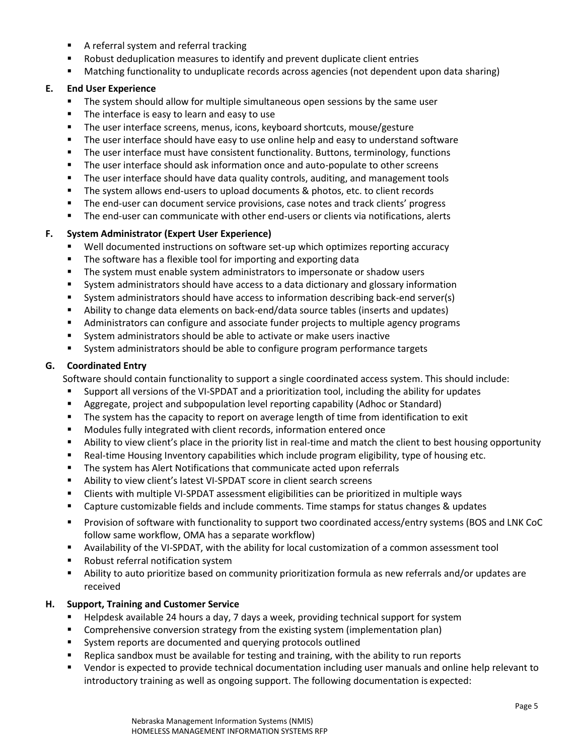- A referral system and referral tracking
- Robust deduplication measures to identify and prevent duplicate client entries
- Matching functionality to unduplicate records across agencies (not dependent upon data sharing)

**E. End User Experience**

- The system should allow for multiple simultaneous open sessions by the same user
- The interface is easy to learn and easy to use
- The user interface screens, menus, icons, keyboard shortcuts, mouse/gesture
- The user interface should have easy to use online help and easy to understand software
- The user interface must have consistent functionality. Buttons, terminology, functions
- The user interface should ask information once and auto-populate to other screens
- The user interface should have data quality controls, auditing, and management tools
- The system allows end-users to upload documents & photos, etc. to client records
- The end-user can document service provisions, case notes and track clients' progress
- The end-user can communicate with other end-users or clients via notifications, alerts

**F. System Administrator (Expert User Experience)**

- Well documented instructions on software set-up which optimizes reporting accuracy
- The software has a flexible tool for importing and exporting data
- The system must enable system administrators to impersonate or shadow users
- System administrators should have access to a data dictionary and glossary information
- System administrators should have access to information describing back-end server(s)
- Ability to change data elements on back-end/data source tables (inserts and updates)
- Administrators can configure and associate funder projects to multiple agency programs
- System administrators should be able to activate or make users inactive
- System administrators should be able to configure program performance targets

**G. Coordinated Entry**

Software should contain functionality to support a single coordinated access system. This should include:

- Support all versions of the VI-SPDAT and a prioritization tool, including the ability for updates
- Aggregate, project and subpopulation level reporting capability (Adhoc or Standard)
- The system has the capacity to report on average length of time from identification to exit
- Modules fully integrated with client records, information entered once
- Ability to view client's place in the priority list in real-time and match the client to best housing opportunity
- Real-time Housing Inventory capabilities which include program eligibility, type of housing etc.
- The system has Alert Notifications that communicate acted upon referrals
- Ability to view client's latest VI-SPDAT score in client search screens
- Clients with multiple VI-SPDAT assessment eligibilities can be prioritized in multiple ways
- Capture customizable fields and include comments. Time stamps for status changes & updates
- Provision of software with functionality to support two coordinated access/entry systems (BOS and LNK CoC follow same workflow, OMA has a separate workflow)
- Availability of the VI-SPDAT, with the ability for local customization of a common assessment tool
- Robust referral notification system
- Ability to auto prioritize based on community prioritization formula as new referrals and/or updates are received

**H. Support, Training and Customer Service**

- Helpdesk available 24 hours a day, 7 days a week, providing technical support for system
- Comprehensive conversion strategy from the existing system (implementation plan)
- System reports are documented and querying protocols outlined
- Replica sandbox must be available for testing and training, with the ability to run reports
- Vendor is expected to provide technical documentation including user manuals and online help relevant to introductory training as well as ongoing support. The following documentation is expected: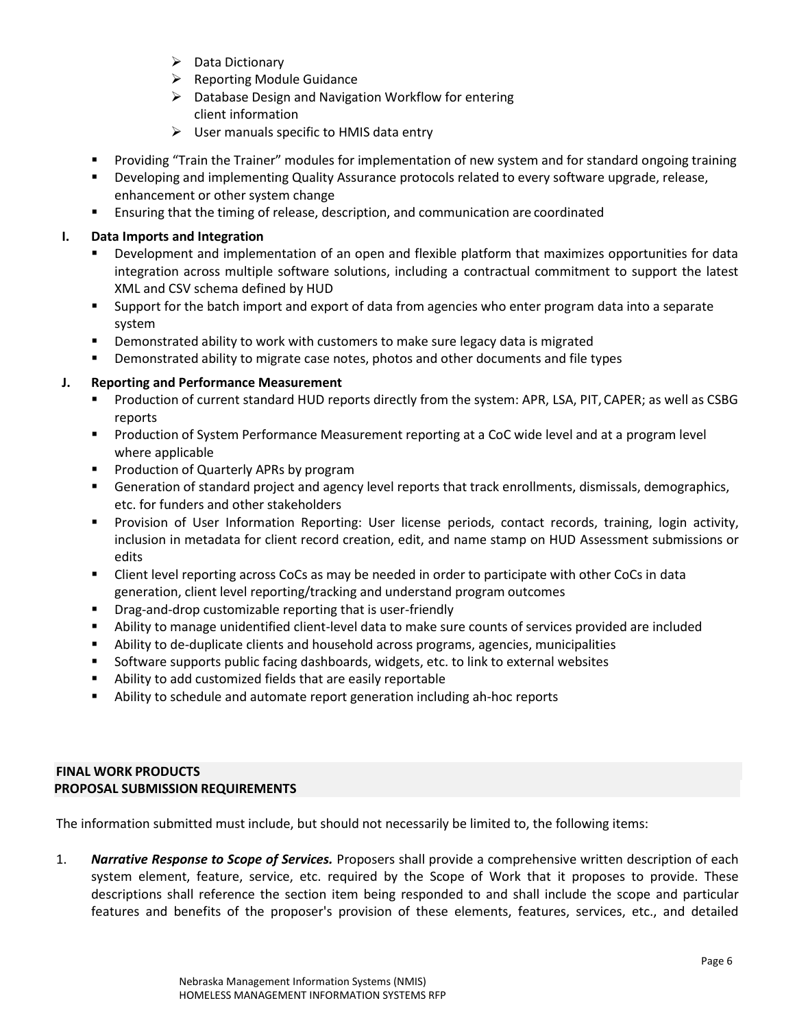- Data Dictionary
- Reporting Module Guidance
- Database Design and Navigation Workflow for entering client information
- User manuals specific to HMIS data entry

- Providing "Train the Trainer" modules for implementation of new system and for standard ongoing training
- Developing and implementing Quality Assurance protocols related to every software upgrade, release, enhancement or other system change
- Ensuring that the timing of release, description, and communication are coordinated

**I. Data Imports and Integration**

- Development and implementation of an open and flexible platform that maximizes opportunities for data integration across multiple software solutions, including a contractual commitment to support the latest XML and CSV schema defined by HUD
- Support for the batch import and export of data from agencies who enter program data into a separate system
- Demonstrated ability to work with customers to make sure legacy data is migrated
- Demonstrated ability to migrate case notes, photos and other documents and file types

**J. Reporting and Performance Measurement**

- Production of current standard HUD reports directly from the system: APR, LSA, PIT, CAPER; as well as CSBG reports
- Production of System Performance Measurement reporting at a CoC wide level and at a program level where applicable
- Production of Quarterly APRs by program
- Generation of standard project and agency level reports that track enrollments, dismissals, demographics, etc. for funders and other stakeholders
- Provision of User Information Reporting: User license periods, contact records, training, login activity, inclusion in metadata for client record creation, edit, and name stamp on HUD Assessment submissions or edits
- Client level reporting across CoCs as may be needed in order to participate with other CoCs in data generation, client level reporting/tracking and understand program outcomes
- Drag-and-drop customizable reporting that is user-friendly
- Ability to manage unidentified client-level data to make sure counts of services provided are included
- Ability to de-duplicate clients and household across programs, agencies, municipalities
- Software supports public facing dashboards, widgets, etc. to link to external websites
- Ability to add customized fields that are easily reportable
- Ability to schedule and automate report generation including ah-hoc reports

**FINAL WORK PRODUCTS**
**PROPOSAL SUBMISSION REQUIREMENTS**

The information submitted must include, but should not necessarily be limited to, the following items:

1. ***Narrative Response to Scope of Services.*** Proposers shall provide a comprehensive written description of each system element, feature, service, etc. required by the Scope of Work that it proposes to provide. These descriptions shall reference the section item being responded to and shall include the scope and particular features and benefits of the proposer's provision of these elements, features, services, etc., and detailed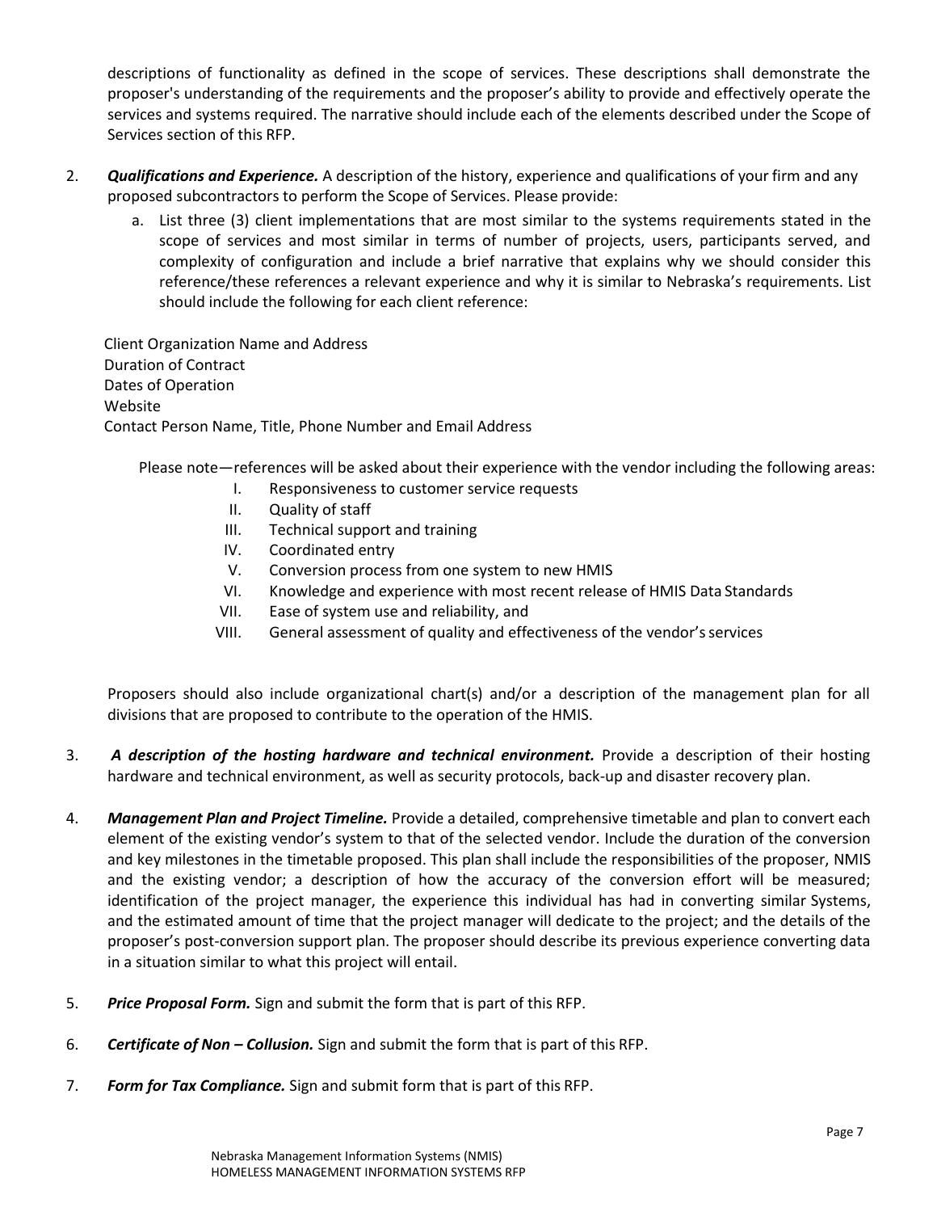descriptions of functionality as defined in the scope of services. These descriptions shall demonstrate the proposer's understanding of the requirements and the proposer's ability to provide and effectively operate the services and systems required. The narrative should include each of the elements described under the Scope of Services section of this RFP.

2. ***Qualifications and Experience.*** A description of the history, experience and qualifications of your firm and any proposed subcontractors to perform the Scope of Services. Please provide:

   a. List three (3) client implementations that are most similar to the systems requirements stated in the scope of services and most similar in terms of number of projects, users, participants served, and complexity of configuration and include a brief narrative that explains why we should consider this reference/these references a relevant experience and why it is similar to Nebraska's requirements. List should include the following for each client reference:

   Client Organization Name and Address
   Duration of Contract
   Dates of Operation
   Website
   Contact Person Name, Title, Phone Number and Email Address

   Please note—references will be asked about their experience with the vendor including the following areas:

   I. Responsiveness to customer service requests
   II. Quality of staff
   III. Technical support and training
   IV. Coordinated entry
   V. Conversion process from one system to new HMIS
   VI. Knowledge and experience with most recent release of HMIS Data Standards
   VII. Ease of system use and reliability, and
   VIII. General assessment of quality and effectiveness of the vendor's services

   Proposers should also include organizational chart(s) and/or a description of the management plan for all divisions that are proposed to contribute to the operation of the HMIS.

3. ***A description of the hosting hardware and technical environment.*** Provide a description of their hosting hardware and technical environment, as well as security protocols, back-up and disaster recovery plan.

4. ***Management Plan and Project Timeline.*** Provide a detailed, comprehensive timetable and plan to convert each element of the existing vendor's system to that of the selected vendor. Include the duration of the conversion and key milestones in the timetable proposed. This plan shall include the responsibilities of the proposer, NMIS and the existing vendor; a description of how the accuracy of the conversion effort will be measured; identification of the project manager, the experience this individual has had in converting similar Systems, and the estimated amount of time that the project manager will dedicate to the project; and the details of the proposer's post-conversion support plan. The proposer should describe its previous experience converting data in a situation similar to what this project will entail.

5. ***Price Proposal Form.*** Sign and submit the form that is part of this RFP.

6. ***Certificate of Non – Collusion.*** Sign and submit the form that is part of this RFP.

7. ***Form for Tax Compliance.*** Sign and submit form that is part of this RFP.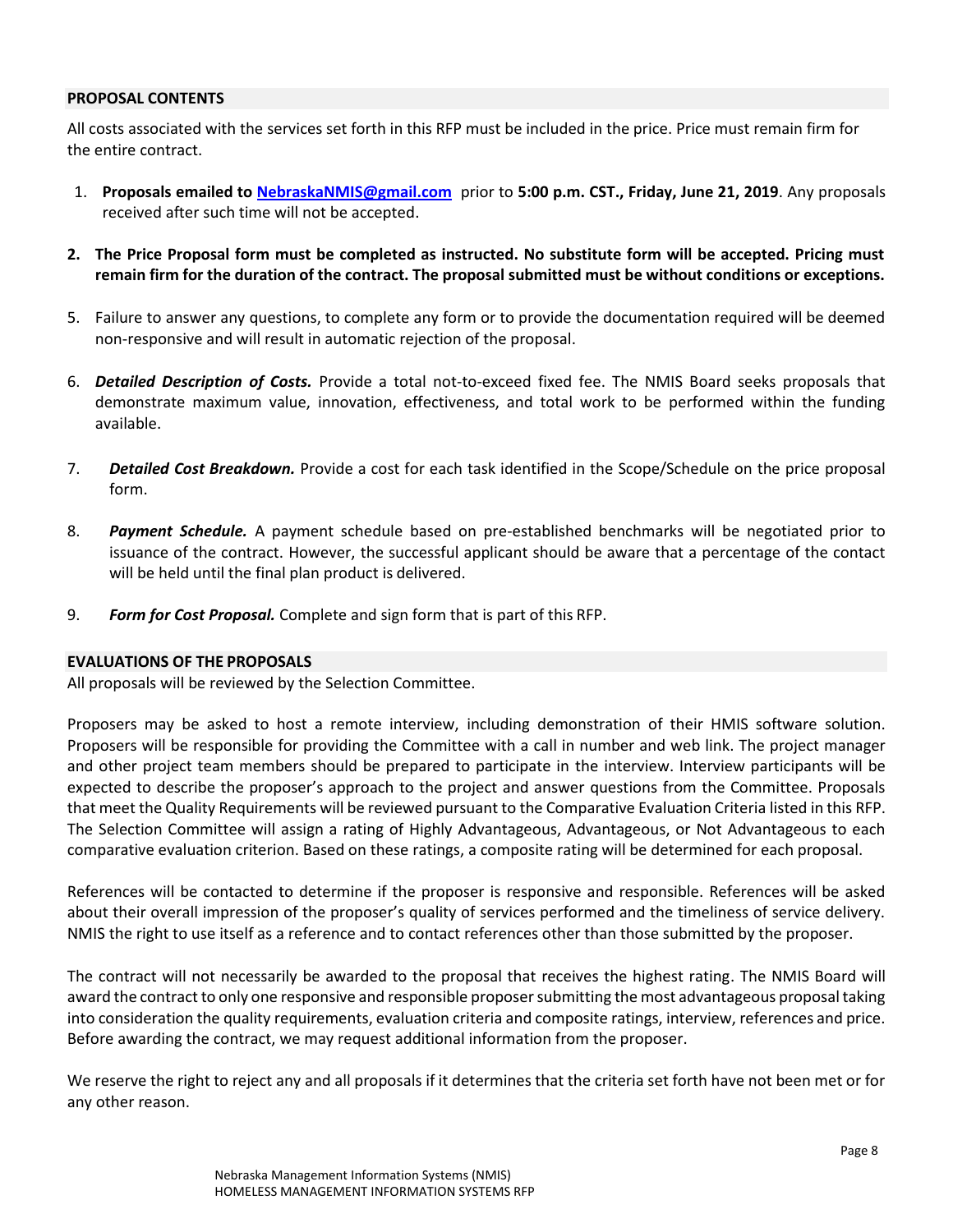## PROPOSAL CONTENTS

All costs associated with the services set forth in this RFP must be included in the price. Price must remain firm for the entire contract.

1. **Proposals emailed to [NebraskaNMIS@gmail.com](mailto:NebraskaNMIS@gmail.com)** prior to **5:00 p.m. CST., Friday, June 21, 2019**. Any proposals received after such time will not be accepted.

2. **The Price Proposal form must be completed as instructed. No substitute form will be accepted. Pricing must remain firm for the duration of the contract. The proposal submitted must be without conditions or exceptions.**

5. Failure to answer any questions, to complete any form or to provide the documentation required will be deemed non-responsive and will result in automatic rejection of the proposal.

6. ***Detailed Description of Costs.*** Provide a total not-to-exceed fixed fee. The NMIS Board seeks proposals that demonstrate maximum value, innovation, effectiveness, and total work to be performed within the funding available.

7. ***Detailed Cost Breakdown.*** Provide a cost for each task identified in the Scope/Schedule on the price proposal form.

8. ***Payment Schedule.*** A payment schedule based on pre-established benchmarks will be negotiated prior to issuance of the contract. However, the successful applicant should be aware that a percentage of the contact will be held until the final plan product is delivered.

9. ***Form for Cost Proposal.*** Complete and sign form that is part of this RFP.

## EVALUATIONS OF THE PROPOSALS

All proposals will be reviewed by the Selection Committee.

Proposers may be asked to host a remote interview, including demonstration of their HMIS software solution. Proposers will be responsible for providing the Committee with a call in number and web link. The project manager and other project team members should be prepared to participate in the interview. Interview participants will be expected to describe the proposer's approach to the project and answer questions from the Committee. Proposals that meet the Quality Requirements will be reviewed pursuant to the Comparative Evaluation Criteria listed in this RFP. The Selection Committee will assign a rating of Highly Advantageous, Advantageous, or Not Advantageous to each comparative evaluation criterion. Based on these ratings, a composite rating will be determined for each proposal.

References will be contacted to determine if the proposer is responsive and responsible. References will be asked about their overall impression of the proposer's quality of services performed and the timeliness of service delivery. NMIS the right to use itself as a reference and to contact references other than those submitted by the proposer.

The contract will not necessarily be awarded to the proposal that receives the highest rating. The NMIS Board will award the contract to only one responsive and responsible proposer submitting the most advantageous proposal taking into consideration the quality requirements, evaluation criteria and composite ratings, interview, references and price. Before awarding the contract, we may request additional information from the proposer.

We reserve the right to reject any and all proposals if it determines that the criteria set forth have not been met or for any other reason.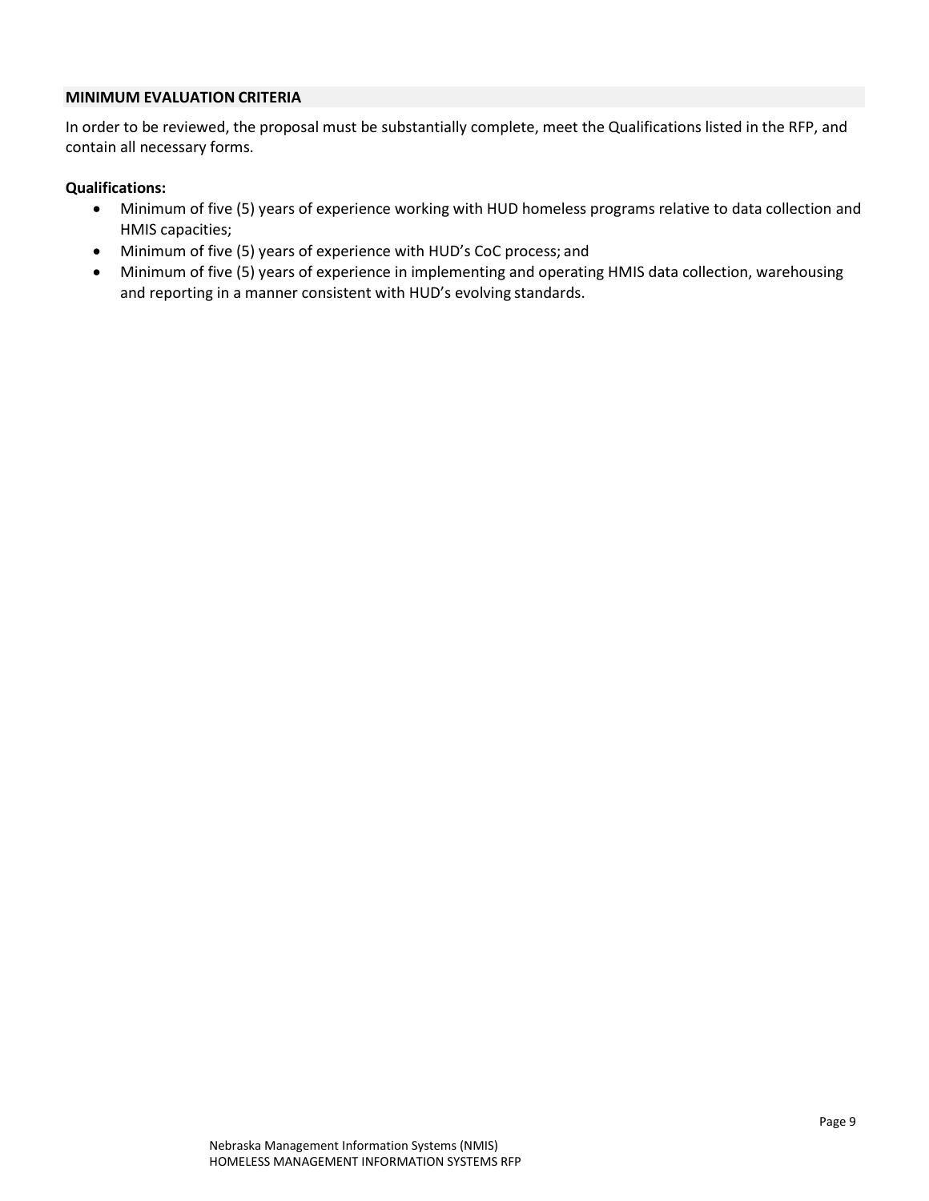## MINIMUM EVALUATION CRITERIA

In order to be reviewed, the proposal must be substantially complete, meet the Qualifications listed in the RFP, and contain all necessary forms.

**Qualifications:**

- Minimum of five (5) years of experience working with HUD homeless programs relative to data collection and HMIS capacities;
- Minimum of five (5) years of experience with HUD's CoC process; and
- Minimum of five (5) years of experience in implementing and operating HMIS data collection, warehousing and reporting in a manner consistent with HUD's evolving standards.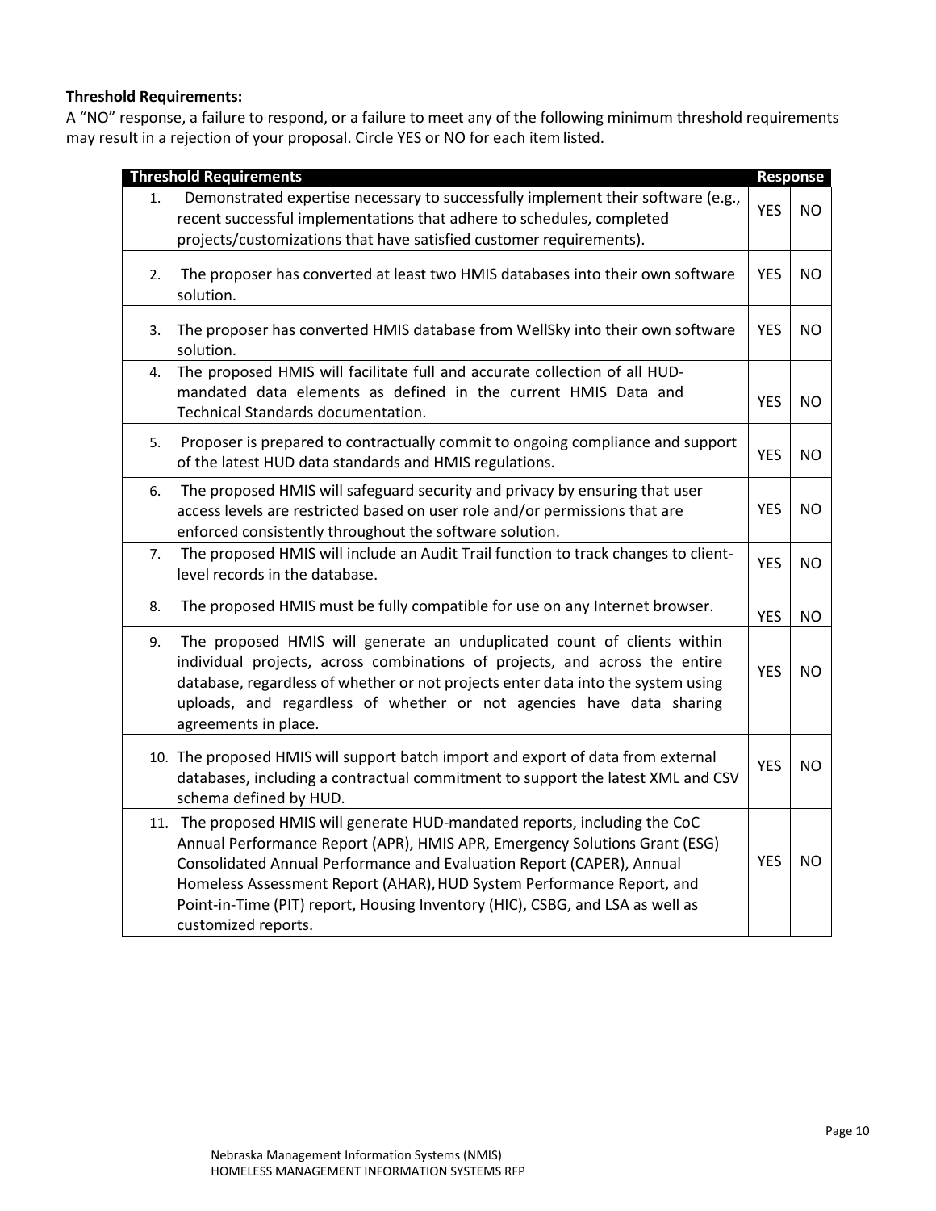**Threshold Requirements:**
A "NO" response, a failure to respond, or a failure to meet any of the following minimum threshold requirements may result in a rejection of your proposal. Circle YES or NO for each item listed.

| Threshold Requirements | Response | |
|---|---|---|
| 1. Demonstrated expertise necessary to successfully implement their software (e.g., recent successful implementations that adhere to schedules, completed projects/customizations that have satisfied customer requirements). | YES | NO |
| 2. The proposer has converted at least two HMIS databases into their own software solution. | YES | NO |
| 3. The proposer has converted HMIS database from WellSky into their own software solution. | YES | NO |
| 4. The proposed HMIS will facilitate full and accurate collection of all HUD-mandated data elements as defined in the current HMIS Data and Technical Standards documentation. | YES | NO |
| 5. Proposer is prepared to contractually commit to ongoing compliance and support of the latest HUD data standards and HMIS regulations. | YES | NO |
| 6. The proposed HMIS will safeguard security and privacy by ensuring that user access levels are restricted based on user role and/or permissions that are enforced consistently throughout the software solution. | YES | NO |
| 7. The proposed HMIS will include an Audit Trail function to track changes to client-level records in the database. | YES | NO |
| 8. The proposed HMIS must be fully compatible for use on any Internet browser. | YES | NO |
| 9. The proposed HMIS will generate an unduplicated count of clients within individual projects, across combinations of projects, and across the entire database, regardless of whether or not projects enter data into the system using uploads, and regardless of whether or not agencies have data sharing agreements in place. | YES | NO |
| 10. The proposed HMIS will support batch import and export of data from external databases, including a contractual commitment to support the latest XML and CSV schema defined by HUD. | YES | NO |
| 11. The proposed HMIS will generate HUD-mandated reports, including the CoC Annual Performance Report (APR), HMIS APR, Emergency Solutions Grant (ESG) Consolidated Annual Performance and Evaluation Report (CAPER), Annual Homeless Assessment Report (AHAR), HUD System Performance Report, and Point-in-Time (PIT) report, Housing Inventory (HIC), CSBG, and LSA as well as customized reports. | YES | NO |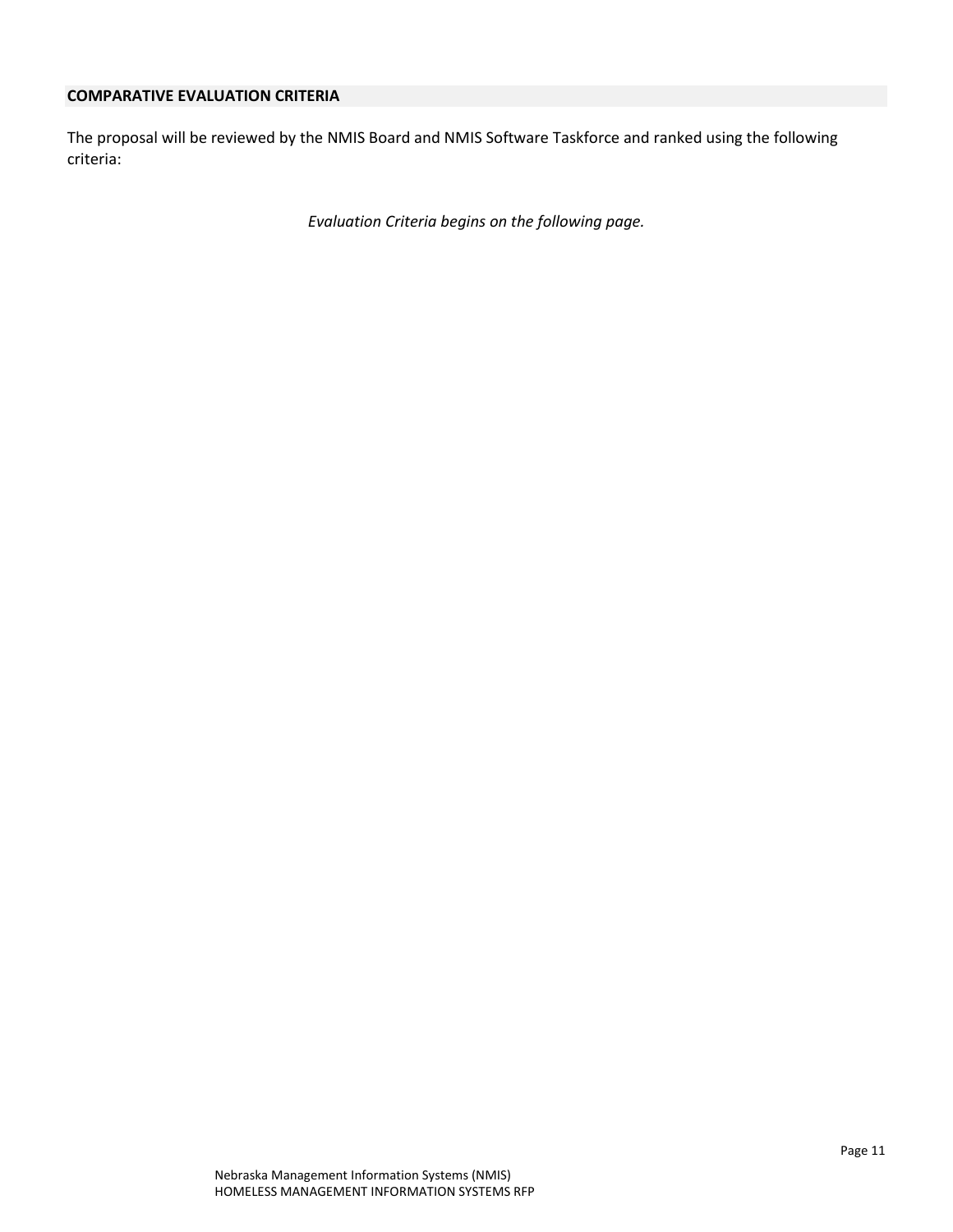## COMPARATIVE EVALUATION CRITERIA

The proposal will be reviewed by the NMIS Board and NMIS Software Taskforce and ranked using the following criteria:

*Evaluation Criteria begins on the following page.*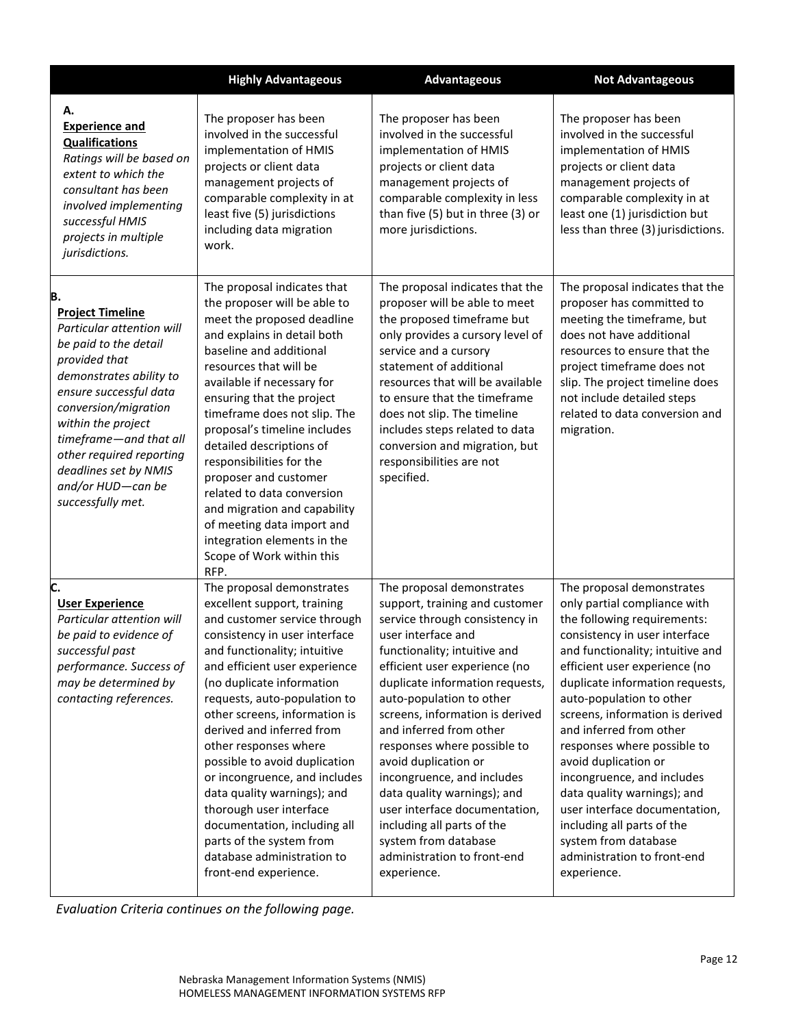| | Highly Advantageous | Advantageous | Not Advantageous |
|---|---|---|---|
| **A.** <br> **<u>Experience and Qualifications</u>** <br> *Ratings will be based on extent to which the consultant has been involved implementing successful HMIS projects in multiple jurisdictions.* | The proposer has been involved in the successful implementation of HMIS projects or client data management projects of comparable complexity in at least five (5) jurisdictions including data migration work. | The proposer has been involved in the successful implementation of HMIS projects or client data management projects of comparable complexity in less than five (5) but in three (3) or more jurisdictions. | The proposer has been involved in the successful implementation of HMIS projects or client data management projects of comparable complexity in at least one (1) jurisdiction but less than three (3) jurisdictions. |
| **B.** <br> **<u>Project Timeline</u>** <br> *Particular attention will be paid to the detail provided that demonstrates ability to ensure successful data conversion/migration within the project timeframe—and that all other required reporting deadlines set by NMIS and/or HUD—can be successfully met.* | The proposal indicates that the proposer will be able to meet the proposed deadline and explains in detail both baseline and additional resources that will be available if necessary for ensuring that the project timeframe does not slip. The proposal's timeline includes detailed descriptions of responsibilities for the proposer and customer related to data conversion and migration and capability of meeting data import and integration elements in the Scope of Work within this RFP. | The proposal indicates that the proposer will be able to meet the proposed timeframe but only provides a cursory level of service and a cursory statement of additional resources that will be available to ensure that the timeframe does not slip. The timeline includes steps related to data conversion and migration, but responsibilities are not specified. | The proposal indicates that the proposer has committed to meeting the timeframe, but does not have additional resources to ensure that the project timeframe does not slip. The project timeline does not include detailed steps related to data conversion and migration. |
| **C.** <br> **<u>User Experience</u>** <br> *Particular attention will be paid to evidence of successful past performance. Success of may be determined by contacting references.* | The proposal demonstrates excellent support, training and customer service through consistency in user interface and functionality; intuitive and efficient user experience (no duplicate information requests, auto-population to other screens, information is derived and inferred from other responses where possible to avoid duplication or incongruence, and includes data quality warnings); and thorough user interface documentation, including all parts of the system from database administration to front-end experience. | The proposal demonstrates support, training and customer service through consistency in user interface and functionality; intuitive and efficient user experience (no duplicate information requests, auto-population to other screens, information is derived and inferred from other responses where possible to avoid duplication or incongruence, and includes data quality warnings); and user interface documentation, including all parts of the system from database administration to front-end experience. | The proposal demonstrates only partial compliance with the following requirements: consistency in user interface and functionality; intuitive and efficient user experience (no duplicate information requests, auto-population to other screens, information is derived and inferred from other responses where possible to avoid duplication or incongruence, and includes data quality warnings); and user interface documentation, including all parts of the system from database administration to front-end experience. |

*Evaluation Criteria continues on the following page.*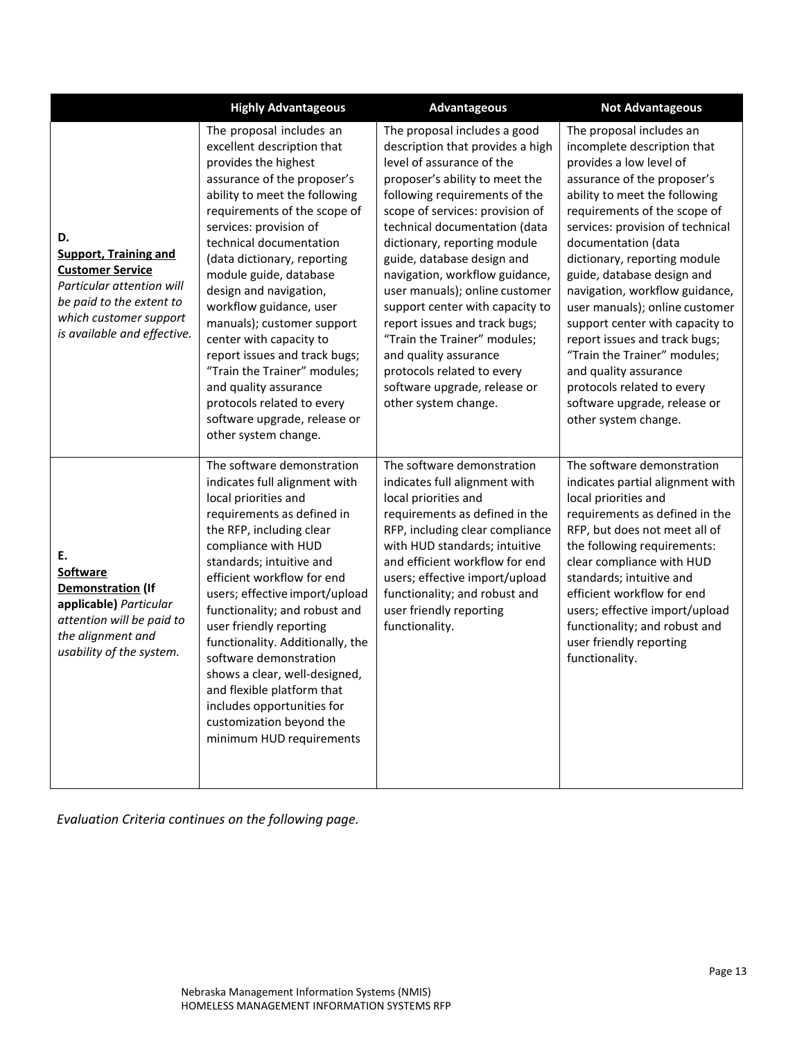| | Highly Advantageous | Advantageous | Not Advantageous |
|---|---|---|---|
| **D.** **<u>Support, Training and Customer Service</u>** *Particular attention will be paid to the extent to which customer support is available and effective.* | The proposal includes an excellent description that provides the highest assurance of the proposer's ability to meet the following requirements of the scope of services: provision of technical documentation (data dictionary, reporting module guide, database design and navigation, workflow guidance, user manuals); customer support center with capacity to report issues and track bugs; "Train the Trainer" modules; and quality assurance protocols related to every software upgrade, release or other system change. | The proposal includes a good description that provides a high level of assurance of the proposer's ability to meet the following requirements of the scope of services: provision of technical documentation (data dictionary, reporting module guide, database design and navigation, workflow guidance, user manuals); online customer support center with capacity to report issues and track bugs; "Train the Trainer" modules; and quality assurance protocols related to every software upgrade, release or other system change. | The proposal includes an incomplete description that provides a low level of assurance of the proposer's ability to meet the following requirements of the scope of services: provision of technical documentation (data dictionary, reporting module guide, database design and navigation, workflow guidance, user manuals); online customer support center with capacity to report issues and track bugs; "Train the Trainer" modules; and quality assurance protocols related to every software upgrade, release or other system change. |
| **E.** **<u>Software Demonstration</u> (If applicable)** *Particular attention will be paid to the alignment and usability of the system.* | The software demonstration indicates full alignment with local priorities and requirements as defined in the RFP, including clear compliance with HUD standards; intuitive and efficient workflow for end users; effective import/upload functionality; and robust and user friendly reporting functionality. Additionally, the software demonstration shows a clear, well-designed, and flexible platform that includes opportunities for customization beyond the minimum HUD requirements | The software demonstration indicates full alignment with local priorities and requirements as defined in the RFP, including clear compliance with HUD standards; intuitive and efficient workflow for end users; effective import/upload functionality; and robust and user friendly reporting functionality. | The software demonstration indicates partial alignment with local priorities and requirements as defined in the RFP, but does not meet all of the following requirements: clear compliance with HUD standards; intuitive and efficient workflow for end users; effective import/upload functionality; and robust and user friendly reporting functionality. |

*Evaluation Criteria continues on the following page.*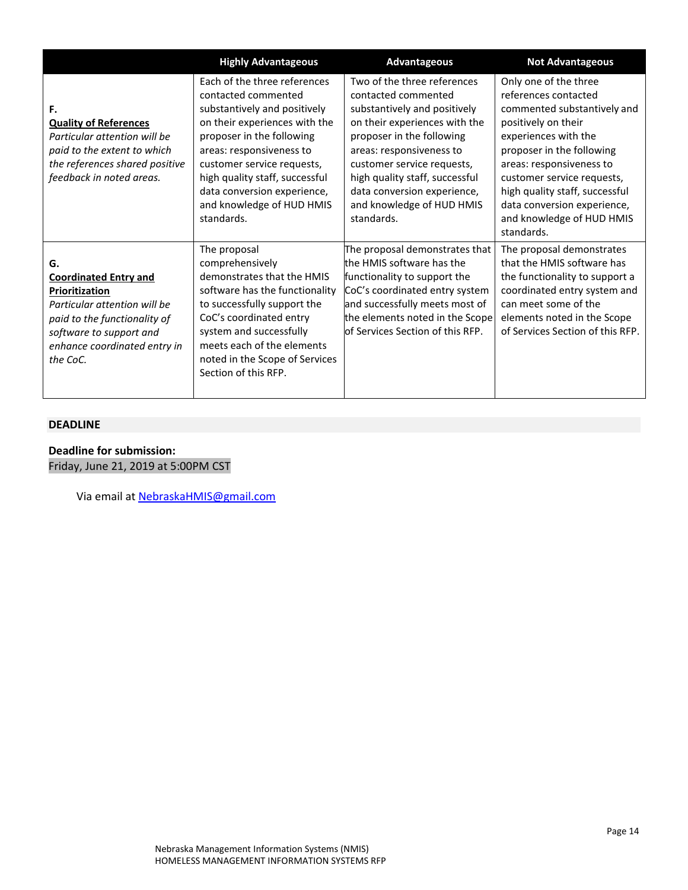| | Highly Advantageous | Advantageous | Not Advantageous |
|---|---|---|---|
| **F.** <u>**Quality of References**</u> *Particular attention will be paid to the extent to which the references shared positive feedback in noted areas.* | Each of the three references contacted commented substantively and positively on their experiences with the proposer in the following areas: responsiveness to customer service requests, high quality staff, successful data conversion experience, and knowledge of HUD HMIS standards. | Two of the three references contacted commented substantively and positively on their experiences with the proposer in the following areas: responsiveness to customer service requests, high quality staff, successful data conversion experience, and knowledge of HUD HMIS standards. | Only one of the three references contacted commented substantively and positively on their experiences with the proposer in the following areas: responsiveness to customer service requests, high quality staff, successful data conversion experience, and knowledge of HUD HMIS standards. |
| **G.** <u>**Coordinated Entry and Prioritization**</u> *Particular attention will be paid to the functionality of software to support and enhance coordinated entry in the CoC.* | The proposal comprehensively demonstrates that the HMIS software has the functionality to successfully support the CoC's coordinated entry system and successfully meets each of the elements noted in the Scope of Services Section of this RFP. | The proposal demonstrates that the HMIS software has the functionality to support the CoC's coordinated entry system and successfully meets most of the elements noted in the Scope of Services Section of this RFP. | The proposal demonstrates that the HMIS software has the functionality to support a coordinated entry system and can meet some of the elements noted in the Scope of Services Section of this RFP. |

## DEADLINE

**Deadline for submission:**
Friday, June 21, 2019 at 5:00PM CST

Via email at NebraskaHMIS@gmail.com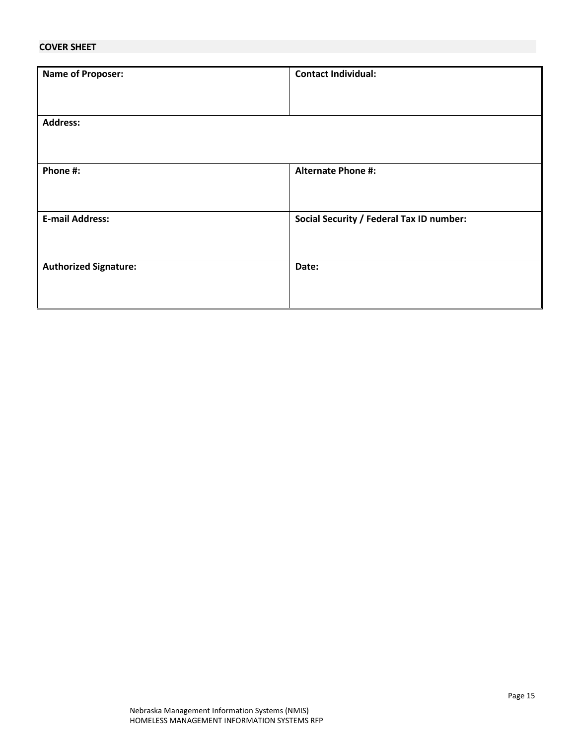**COVER SHEET**

| Name of Proposer: | Contact Individual: |
|---|---|
| Address: | |
| Phone #: | Alternate Phone #: |
| E-mail Address: | Social Security / Federal Tax ID number: |
| Authorized Signature: | Date: |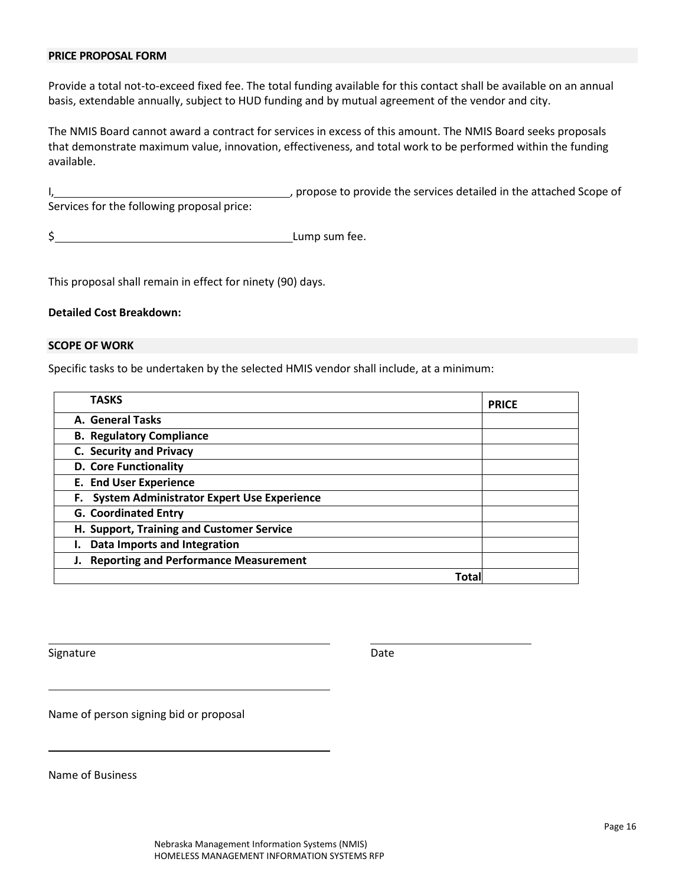## PRICE PROPOSAL FORM

Provide a total not-to-exceed fixed fee. The total funding available for this contact shall be available on an annual basis, extendable annually, subject to HUD funding and by mutual agreement of the vendor and city.

The NMIS Board cannot award a contract for services in excess of this amount. The NMIS Board seeks proposals that demonstrate maximum value, innovation, effectiveness, and total work to be performed within the funding available.

I,\_\_\_\_\_\_\_\_\_\_\_\_\_\_\_\_\_\_\_\_\_\_\_\_\_\_\_\_\_\_\_\_\_\_\_\_\_\_\_\_, propose to provide the services detailed in the attached Scope of Services for the following proposal price:

$\_\_\_\_\_\_\_\_\_\_\_\_\_\_\_\_\_\_\_\_\_\_\_\_\_\_\_\_\_\_\_\_\_\_\_\_\_\_\_\_Lump sum fee.

This proposal shall remain in effect for ninety (90) days.

**Detailed Cost Breakdown:**

## SCOPE OF WORK

Specific tasks to be undertaken by the selected HMIS vendor shall include, at a minimum:

| TASKS | PRICE |
|---|---|
| **A. General Tasks** | |
| **B. Regulatory Compliance** | |
| **C. Security and Privacy** | |
| **D. Core Functionality** | |
| **E. End User Experience** | |
| **F. System Administrator Expert Use Experience** | |
| **G. Coordinated Entry** | |
| **H. Support, Training and Customer Service** | |
| **I. Data Imports and Integration** | |
| **J. Reporting and Performance Measurement** | |
| **Total** | |

\_\_\_\_\_\_\_\_\_\_\_\_\_\_\_\_\_\_\_\_\_\_\_\_\_\_\_\_\_\_\_\_\_\_\_\_\_\_\_\_ \_\_\_\_\_\_\_\_\_\_\_\_\_\_\_\_\_\_\_\_\_\_\_\_

Signature Date

\_\_\_\_\_\_\_\_\_\_\_\_\_\_\_\_\_\_\_\_\_\_\_\_\_\_\_\_\_\_\_\_\_\_\_\_\_\_\_\_

Name of person signing bid or proposal

\_\_\_\_\_\_\_\_\_\_\_\_\_\_\_\_\_\_\_\_\_\_\_\_\_\_\_\_\_\_\_\_\_\_\_\_\_\_\_\_

Name of Business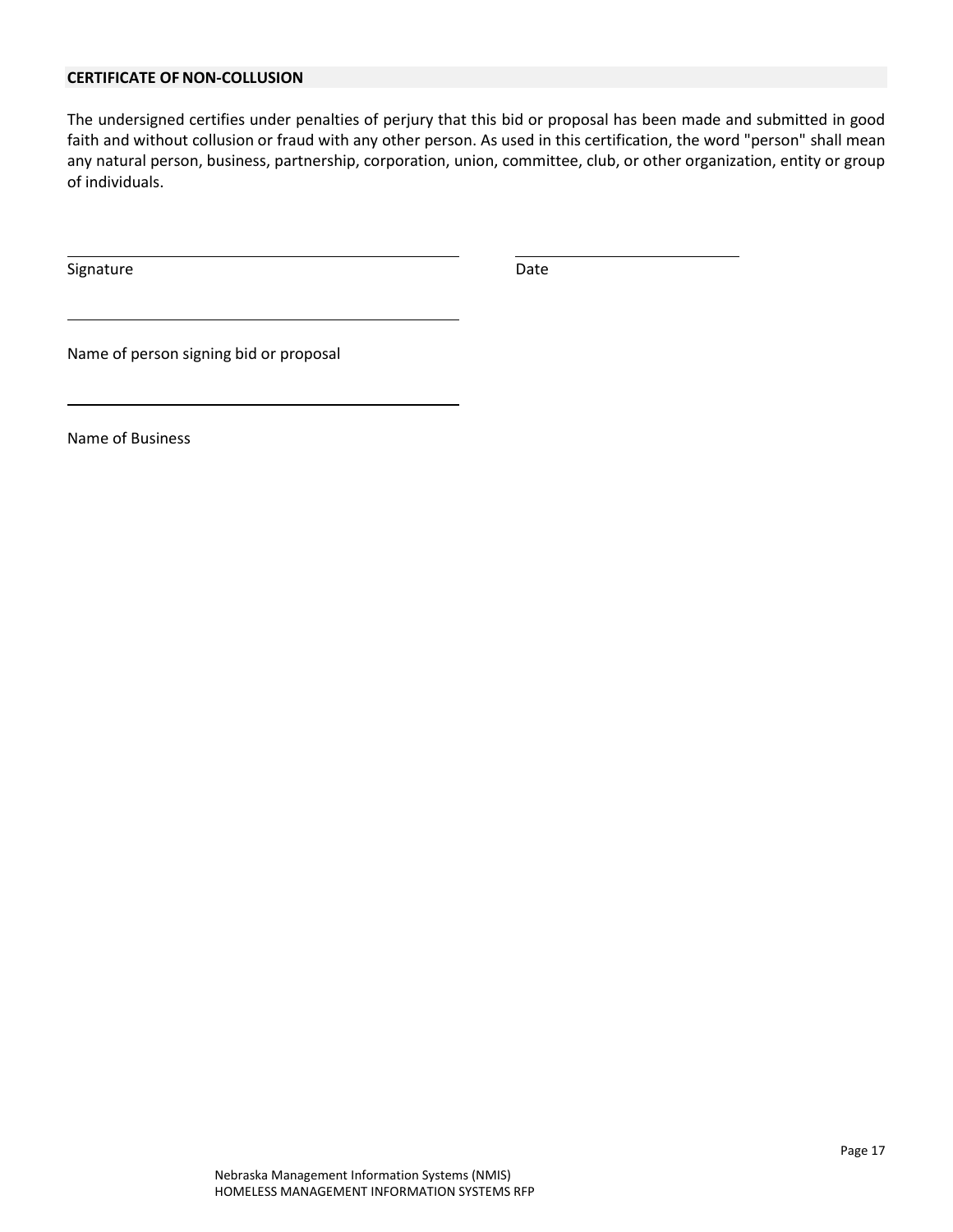**CERTIFICATE OF NON-COLLUSION**

The undersigned certifies under penalties of perjury that this bid or proposal has been made and submitted in good faith and without collusion or fraud with any other person. As used in this certification, the word "person" shall mean any natural person, business, partnership, corporation, union, committee, club, or other organization, entity or group of individuals.

\_\_\_\_\_\_\_\_\_\_\_\_\_\_\_\_\_\_\_\_\_\_\_\_\_\_\_\_\_\_\_\_\_\_\_\_\_\_\_\_ &nbsp;&nbsp;&nbsp;&nbsp; \_\_\_\_\_\_\_\_\_\_\_\_\_\_\_\_\_\_\_\_\_\_\_

Signature &nbsp;&nbsp;&nbsp;&nbsp;&nbsp;&nbsp;&nbsp;&nbsp;&nbsp;&nbsp;&nbsp;&nbsp;&nbsp;&nbsp;&nbsp;&nbsp;&nbsp;&nbsp;&nbsp;&nbsp;&nbsp;&nbsp;&nbsp;&nbsp;&nbsp;&nbsp;&nbsp;&nbsp;&nbsp;&nbsp;&nbsp;&nbsp;&nbsp;&nbsp;&nbsp;&nbsp;&nbsp;&nbsp;&nbsp;&nbsp; Date

\_\_\_\_\_\_\_\_\_\_\_\_\_\_\_\_\_\_\_\_\_\_\_\_\_\_\_\_\_\_\_\_\_\_\_\_\_\_\_\_

Name of person signing bid or proposal

\_\_\_\_\_\_\_\_\_\_\_\_\_\_\_\_\_\_\_\_\_\_\_\_\_\_\_\_\_\_\_\_\_\_\_\_\_\_\_\_

Name of Business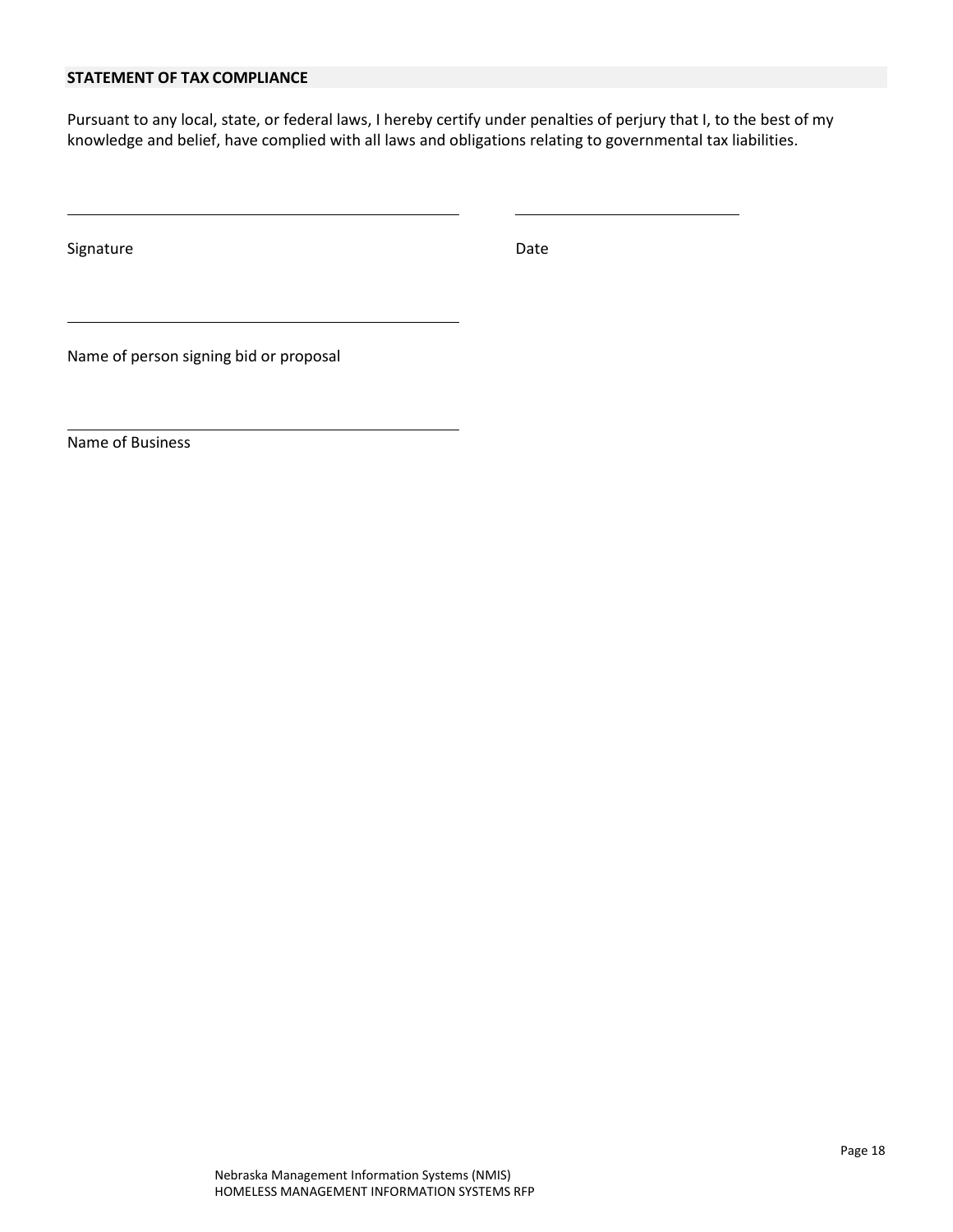## STATEMENT OF TAX COMPLIANCE

Pursuant to any local, state, or federal laws, I hereby certify under penalties of perjury that I, to the best of my knowledge and belief, have complied with all laws and obligations relating to governmental tax liabilities.

\_\_\_\_\_\_\_\_\_\_\_\_\_\_\_\_\_\_\_\_\_\_\_\_\_\_\_\_\_\_\_\_\_\_\_\_\_\_\_\_ \_\_\_\_\_\_\_\_\_\_\_\_\_\_\_\_\_\_\_\_\_\_\_

Signature Date

\_\_\_\_\_\_\_\_\_\_\_\_\_\_\_\_\_\_\_\_\_\_\_\_\_\_\_\_\_\_\_\_\_\_\_\_\_\_\_\_

Name of person signing bid or proposal

\_\_\_\_\_\_\_\_\_\_\_\_\_\_\_\_\_\_\_\_\_\_\_\_\_\_\_\_\_\_\_\_\_\_\_\_\_\_\_\_

Name of Business